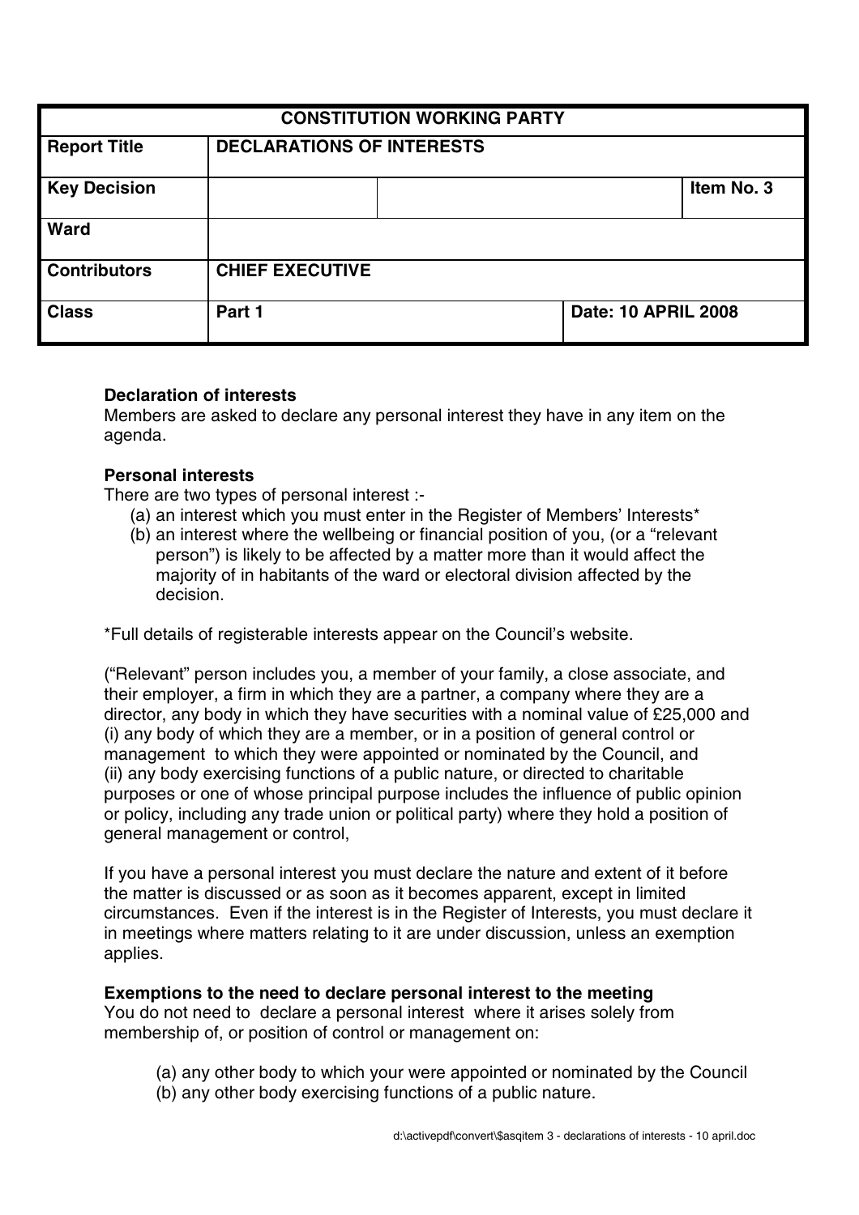| CONSTITUTION WORKING PARTY | | | |
|---|---|---|---|
| **Report Title** | **DECLARATIONS OF INTERESTS** | | |
| **Key Decision** | | | **Item No. 3** |
| **Ward** | | | |
| **Contributors** | **CHIEF EXECUTIVE** | | |
| **Class** | **Part 1** | | **Date: 10 APRIL 2008** |

**Declaration of interests**
Members are asked to declare any personal interest they have in any item on the agenda.

**Personal interests**
There are two types of personal interest :-

(a) an interest which you must enter in the Register of Members' Interests*
(b) an interest where the wellbeing or financial position of you, (or a "relevant person") is likely to be affected by a matter more than it would affect the majority of in habitants of the ward or electoral division affected by the decision.

*Full details of registerable interests appear on the Council's website.

("Relevant" person includes you, a member of your family, a close associate, and their employer, a firm in which they are a partner, a company where they are a director, any body in which they have securities with a nominal value of £25,000 and (i) any body of which they are a member, or in a position of general control or management to which they were appointed or nominated by the Council, and (ii) any body exercising functions of a public nature, or directed to charitable purposes or one of whose principal purpose includes the influence of public opinion or policy, including any trade union or political party) where they hold a position of general management or control,

If you have a personal interest you must declare the nature and extent of it before the matter is discussed or as soon as it becomes apparent, except in limited circumstances. Even if the interest is in the Register of Interests, you must declare it in meetings where matters relating to it are under discussion, unless an exemption applies.

**Exemptions to the need to declare personal interest to the meeting**
You do not need to declare a personal interest where it arises solely from membership of, or position of control or management on:

(a) any other body to which your were appointed or nominated by the Council
(b) any other body exercising functions of a public nature.

d:\activepdf\convert\$asqitem 3 - declarations of interests - 10 april.doc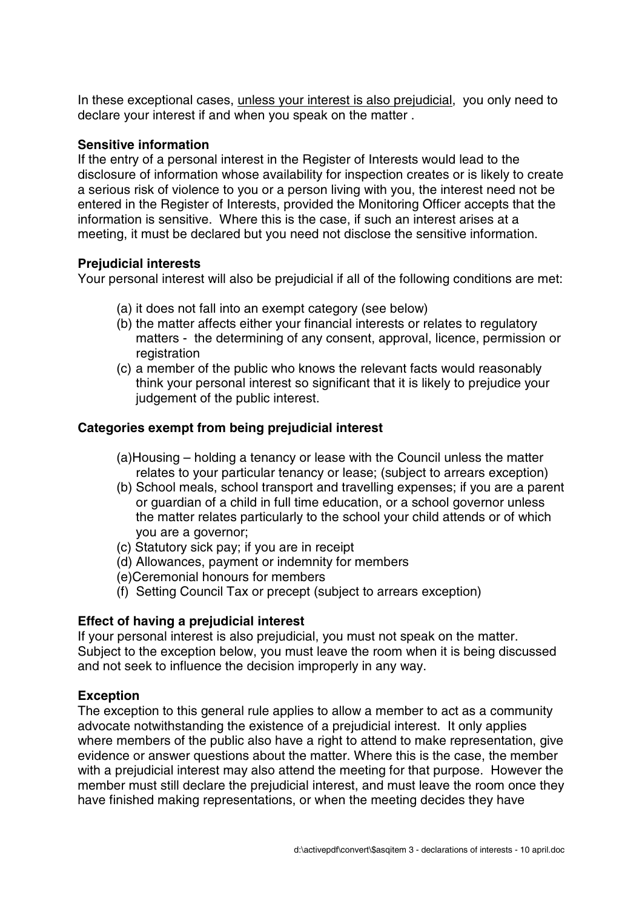In these exceptional cases, unless your interest is also prejudicial, you only need to declare your interest if and when you speak on the matter .

**Sensitive information**

If the entry of a personal interest in the Register of Interests would lead to the disclosure of information whose availability for inspection creates or is likely to create a serious risk of violence to you or a person living with you, the interest need not be entered in the Register of Interests, provided the Monitoring Officer accepts that the information is sensitive. Where this is the case, if such an interest arises at a meeting, it must be declared but you need not disclose the sensitive information.

**Prejudicial interests**

Your personal interest will also be prejudicial if all of the following conditions are met:

(a) it does not fall into an exempt category (see below)
(b) the matter affects either your financial interests or relates to regulatory matters - the determining of any consent, approval, licence, permission or registration
(c) a member of the public who knows the relevant facts would reasonably think your personal interest so significant that it is likely to prejudice your judgement of the public interest.

**Categories exempt from being prejudicial interest**

(a)Housing – holding a tenancy or lease with the Council unless the matter relates to your particular tenancy or lease; (subject to arrears exception)
(b) School meals, school transport and travelling expenses; if you are a parent or guardian of a child in full time education, or a school governor unless the matter relates particularly to the school your child attends or of which you are a governor;
(c) Statutory sick pay; if you are in receipt
(d) Allowances, payment or indemnity for members
(e)Ceremonial honours for members
(f) Setting Council Tax or precept (subject to arrears exception)

**Effect of having a prejudicial interest**

If your personal interest is also prejudicial, you must not speak on the matter. Subject to the exception below, you must leave the room when it is being discussed and not seek to influence the decision improperly in any way.

**Exception**

The exception to this general rule applies to allow a member to act as a community advocate notwithstanding the existence of a prejudicial interest. It only applies where members of the public also have a right to attend to make representation, give evidence or answer questions about the matter. Where this is the case, the member with a prejudicial interest may also attend the meeting for that purpose. However the member must still declare the prejudicial interest, and must leave the room once they have finished making representations, or when the meeting decides they have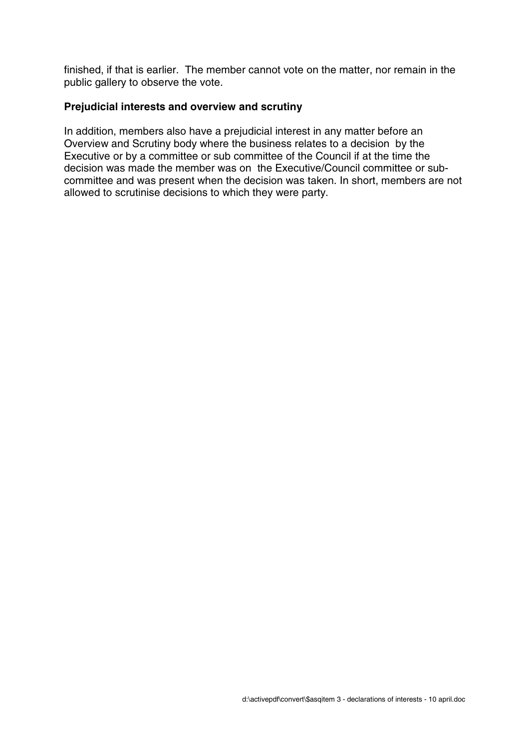finished, if that is earlier. The member cannot vote on the matter, nor remain in the public gallery to observe the vote.

**Prejudicial interests and overview and scrutiny**

In addition, members also have a prejudicial interest in any matter before an Overview and Scrutiny body where the business relates to a decision by the Executive or by a committee or sub committee of the Council if at the time the decision was made the member was on the Executive/Council committee or sub-committee and was present when the decision was taken. In short, members are not allowed to scrutinise decisions to which they were party.